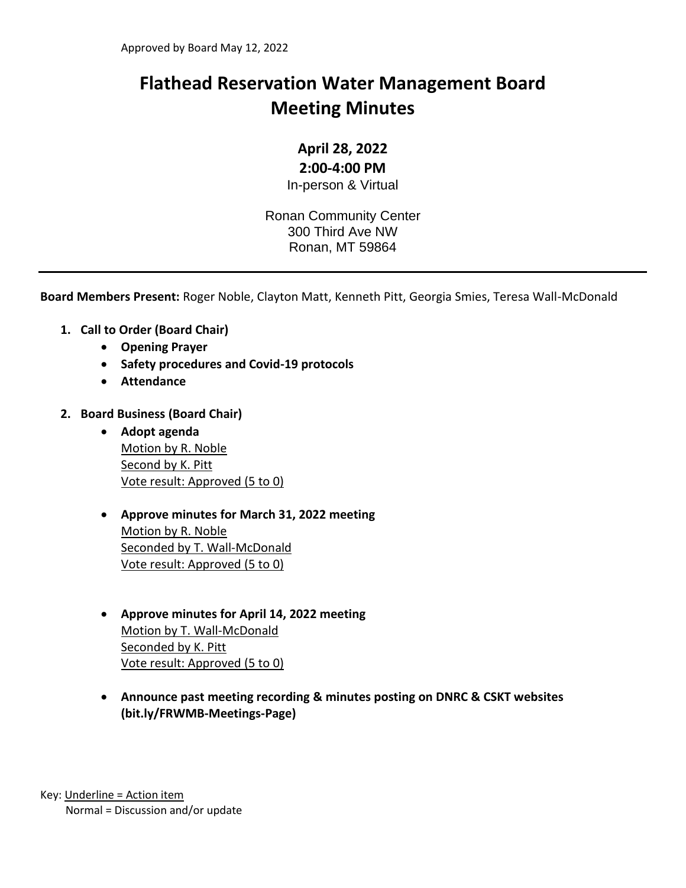Approved by Board May 12, 2022

# Flathead Reservation Water Management Board Meeting Minutes

**April 28, 2022**
**2:00-4:00 PM**
In-person & Virtual

Ronan Community Center
300 Third Ave NW
Ronan, MT 59864

---

**Board Members Present:** Roger Noble, Clayton Matt, Kenneth Pitt, Georgia Smies, Teresa Wall-McDonald

1. **Call to Order (Board Chair)**
   - **Opening Prayer**
   - **Safety procedures and Covid-19 protocols**
   - **Attendance**

2. **Board Business (Board Chair)**
   - **Adopt agenda**
     <u>Motion by R. Noble</u>
     <u>Second by K. Pitt</u>
     <u>Vote result: Approved (5 to 0)</u>

   - **Approve minutes for March 31, 2022 meeting**
     <u>Motion by R. Noble</u>
     <u>Seconded by T. Wall-McDonald</u>
     <u>Vote result: Approved (5 to 0)</u>

   - **Approve minutes for April 14, 2022 meeting**
     <u>Motion by T. Wall-McDonald</u>
     <u>Seconded by K. Pitt</u>
     <u>Vote result: Approved (5 to 0)</u>

   - **Announce past meeting recording & minutes posting on DNRC & CSKT websites (bit.ly/FRWMB-Meetings-Page)**

Key: <u>Underline = Action item</u>
Normal = Discussion and/or update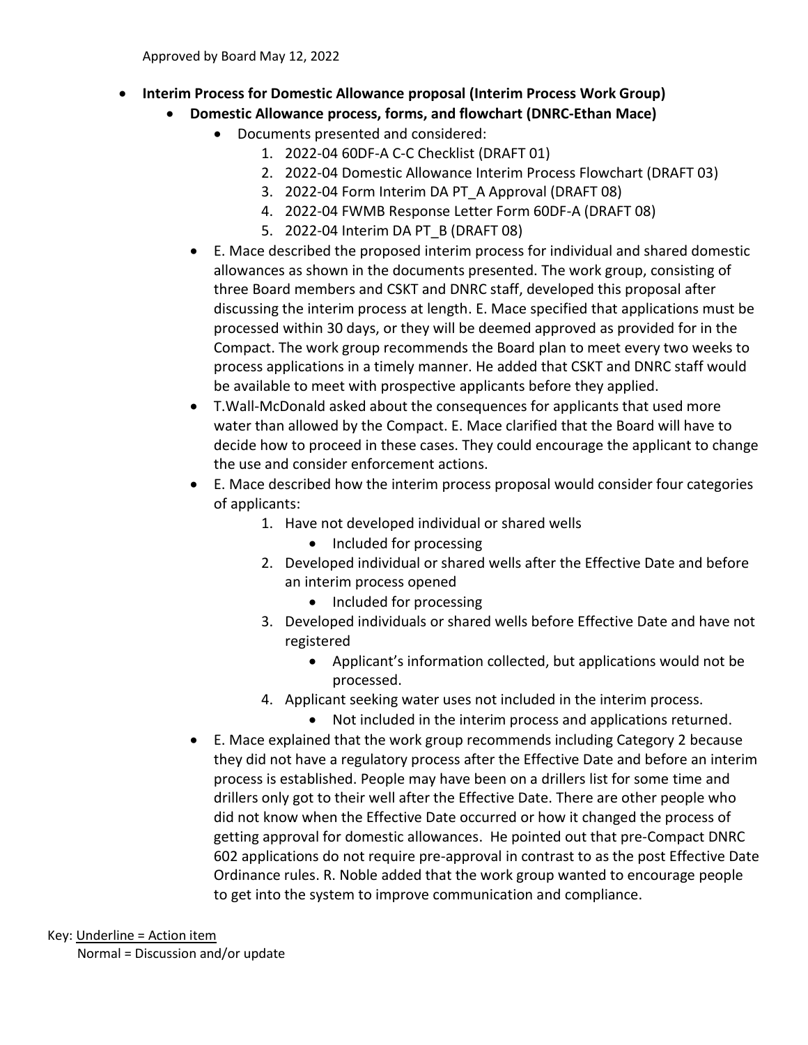Approved by Board May 12, 2022

- **Interim Process for Domestic Allowance proposal (Interim Process Work Group)**
  - **Domestic Allowance process, forms, and flowchart (DNRC-Ethan Mace)**
    - Documents presented and considered:
      1. 2022-04 60DF-A C-C Checklist (DRAFT 01)
      2. 2022-04 Domestic Allowance Interim Process Flowchart (DRAFT 03)
      3. 2022-04 Form Interim DA PT_A Approval (DRAFT 08)
      4. 2022-04 FWMB Response Letter Form 60DF-A (DRAFT 08)
      5. 2022-04 Interim DA PT_B (DRAFT 08)
  - E. Mace described the proposed interim process for individual and shared domestic allowances as shown in the documents presented. The work group, consisting of three Board members and CSKT and DNRC staff, developed this proposal after discussing the interim process at length. E. Mace specified that applications must be processed within 30 days, or they will be deemed approved as provided for in the Compact. The work group recommends the Board plan to meet every two weeks to process applications in a timely manner. He added that CSKT and DNRC staff would be available to meet with prospective applicants before they applied.
  - T.Wall-McDonald asked about the consequences for applicants that used more water than allowed by the Compact. E. Mace clarified that the Board will have to decide how to proceed in these cases. They could encourage the applicant to change the use and consider enforcement actions.
  - E. Mace described how the interim process proposal would consider four categories of applicants:
      1. Have not developed individual or shared wells
         - Included for processing
      2. Developed individual or shared wells after the Effective Date and before an interim process opened
         - Included for processing
      3. Developed individuals or shared wells before Effective Date and have not registered
         - Applicant's information collected, but applications would not be processed.
      4. Applicant seeking water uses not included in the interim process.
         - Not included in the interim process and applications returned.
  - E. Mace explained that the work group recommends including Category 2 because they did not have a regulatory process after the Effective Date and before an interim process is established. People may have been on a drillers list for some time and drillers only got to their well after the Effective Date. There are other people who did not know when the Effective Date occurred or how it changed the process of getting approval for domestic allowances. He pointed out that pre-Compact DNRC 602 applications do not require pre-approval in contrast to as the post Effective Date Ordinance rules. R. Noble added that the work group wanted to encourage people to get into the system to improve communication and compliance.

Key: <u>Underline = Action item</u>
Normal = Discussion and/or update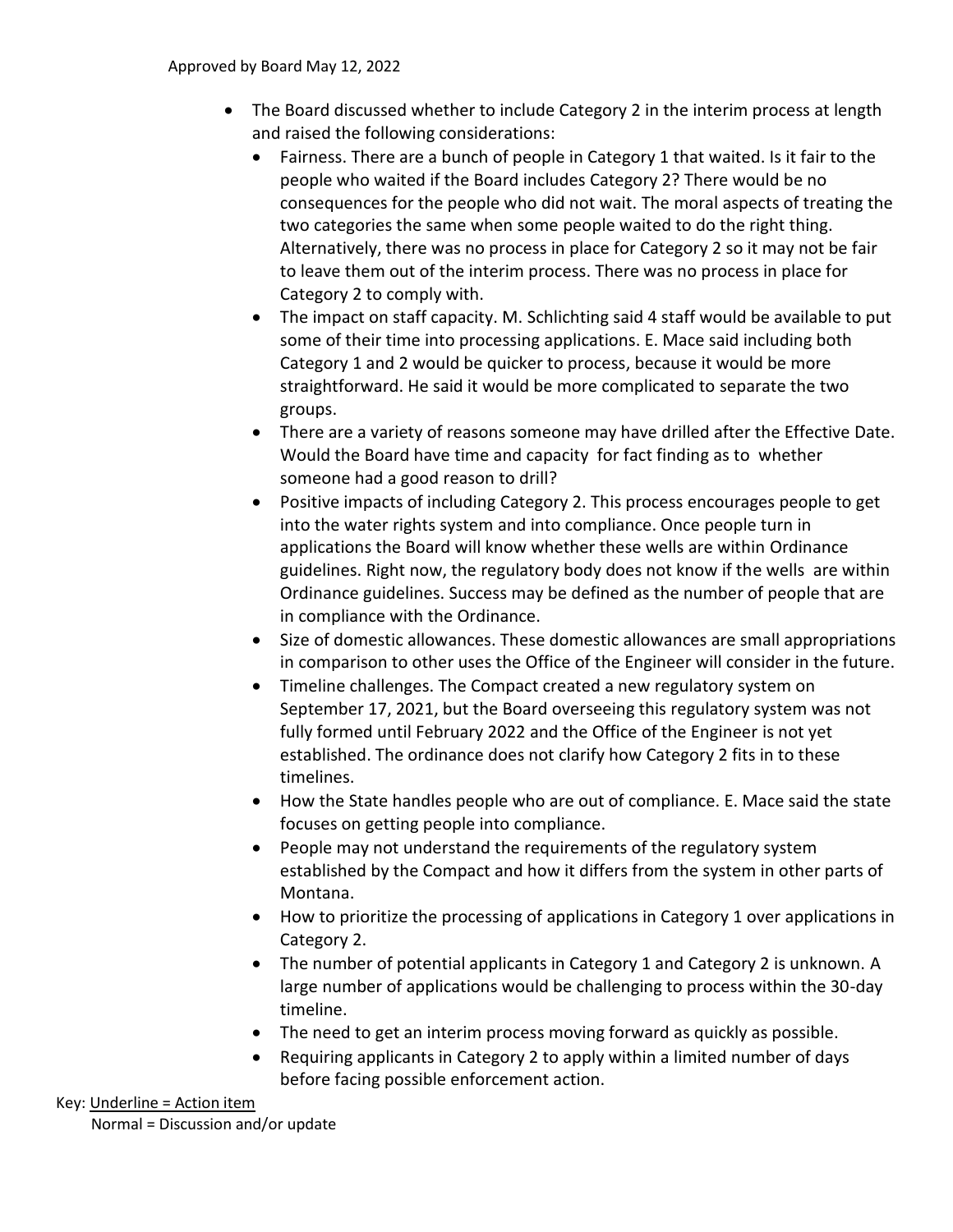Approved by Board May 12, 2022

- The Board discussed whether to include Category 2 in the interim process at length and raised the following considerations:
  - Fairness. There are a bunch of people in Category 1 that waited. Is it fair to the people who waited if the Board includes Category 2? There would be no consequences for the people who did not wait. The moral aspects of treating the two categories the same when some people waited to do the right thing. Alternatively, there was no process in place for Category 2 so it may not be fair to leave them out of the interim process. There was no process in place for Category 2 to comply with.
  - The impact on staff capacity. M. Schlichting said 4 staff would be available to put some of their time into processing applications. E. Mace said including both Category 1 and 2 would be quicker to process, because it would be more straightforward. He said it would be more complicated to separate the two groups.
  - There are a variety of reasons someone may have drilled after the Effective Date. Would the Board have time and capacity for fact finding as to whether someone had a good reason to drill?
  - Positive impacts of including Category 2. This process encourages people to get into the water rights system and into compliance. Once people turn in applications the Board will know whether these wells are within Ordinance guidelines. Right now, the regulatory body does not know if the wells are within Ordinance guidelines. Success may be defined as the number of people that are in compliance with the Ordinance.
  - Size of domestic allowances. These domestic allowances are small appropriations in comparison to other uses the Office of the Engineer will consider in the future.
  - Timeline challenges. The Compact created a new regulatory system on September 17, 2021, but the Board overseeing this regulatory system was not fully formed until February 2022 and the Office of the Engineer is not yet established. The ordinance does not clarify how Category 2 fits in to these timelines.
  - How the State handles people who are out of compliance. E. Mace said the state focuses on getting people into compliance.
  - People may not understand the requirements of the regulatory system established by the Compact and how it differs from the system in other parts of Montana.
  - How to prioritize the processing of applications in Category 1 over applications in Category 2.
  - The number of potential applicants in Category 1 and Category 2 is unknown. A large number of applications would be challenging to process within the 30-day timeline.
  - The need to get an interim process moving forward as quickly as possible.
  - Requiring applicants in Category 2 to apply within a limited number of days before facing possible enforcement action.

Key: <u>Underline = Action item</u>
Normal = Discussion and/or update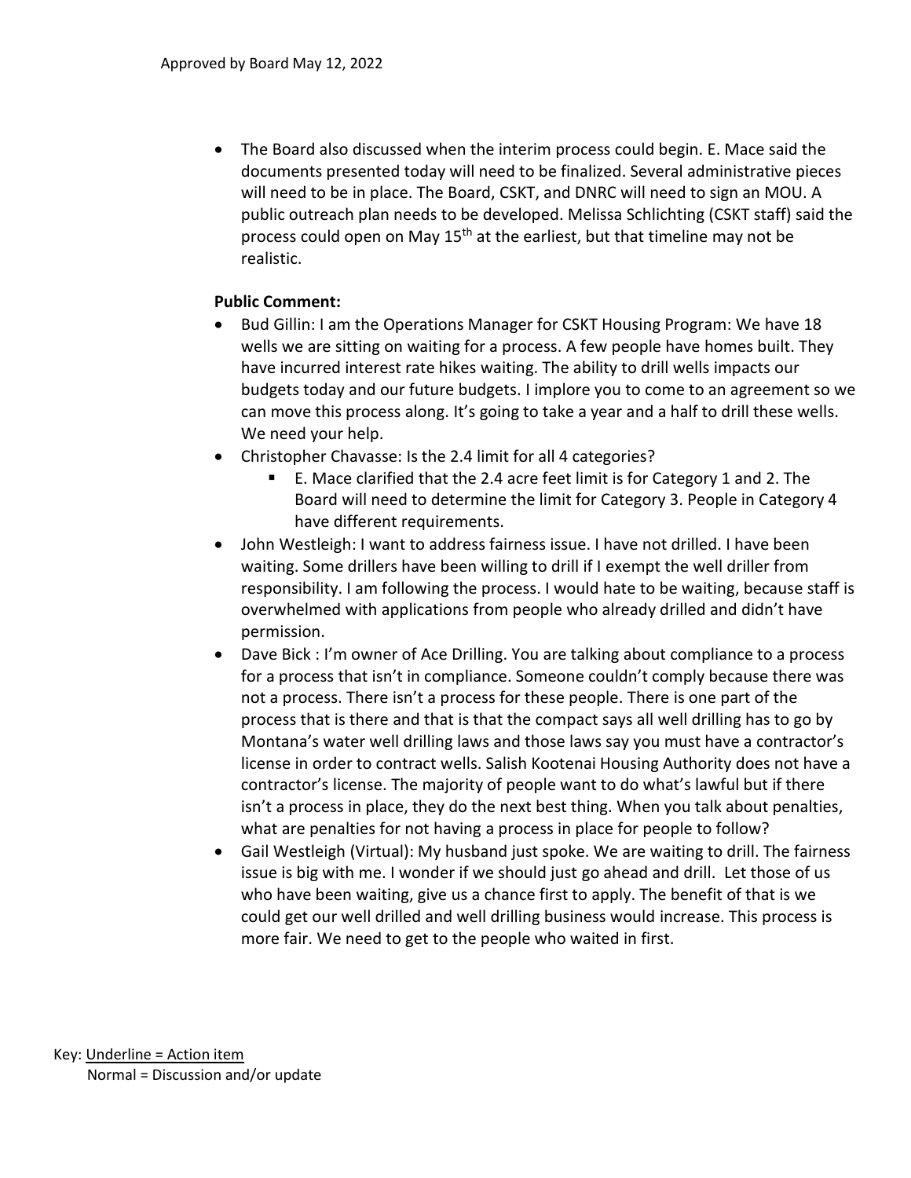- The Board also discussed when the interim process could begin. E. Mace said the documents presented today will need to be finalized. Several administrative pieces will need to be in place. The Board, CSKT, and DNRC will need to sign an MOU. A public outreach plan needs to be developed. Melissa Schlichting (CSKT staff) said the process could open on May 15th at the earliest, but that timeline may not be realistic.

**Public Comment:**

- Bud Gillin: I am the Operations Manager for CSKT Housing Program: We have 18 wells we are sitting on waiting for a process. A few people have homes built. They have incurred interest rate hikes waiting. The ability to drill wells impacts our budgets today and our future budgets. I implore you to come to an agreement so we can move this process along. It's going to take a year and a half to drill these wells. We need your help.
- Christopher Chavasse: Is the 2.4 limit for all 4 categories?
  - E. Mace clarified that the 2.4 acre feet limit is for Category 1 and 2. The Board will need to determine the limit for Category 3. People in Category 4 have different requirements.
- John Westleigh: I want to address fairness issue. I have not drilled. I have been waiting. Some drillers have been willing to drill if I exempt the well driller from responsibility. I am following the process. I would hate to be waiting, because staff is overwhelmed with applications from people who already drilled and didn't have permission.
- Dave Bick : I'm owner of Ace Drilling. You are talking about compliance to a process for a process that isn't in compliance. Someone couldn't comply because there was not a process. There isn't a process for these people. There is one part of the process that is there and that is that the compact says all well drilling has to go by Montana's water well drilling laws and those laws say you must have a contractor's license in order to contract wells. Salish Kootenai Housing Authority does not have a contractor's license. The majority of people want to do what's lawful but if there isn't a process in place, they do the next best thing. When you talk about penalties, what are penalties for not having a process in place for people to follow?
- Gail Westleigh (Virtual): My husband just spoke. We are waiting to drill. The fairness issue is big with me. I wonder if we should just go ahead and drill. Let those of us who have been waiting, give us a chance first to apply. The benefit of that is we could get our well drilled and well drilling business would increase. This process is more fair. We need to get to the people who waited in first.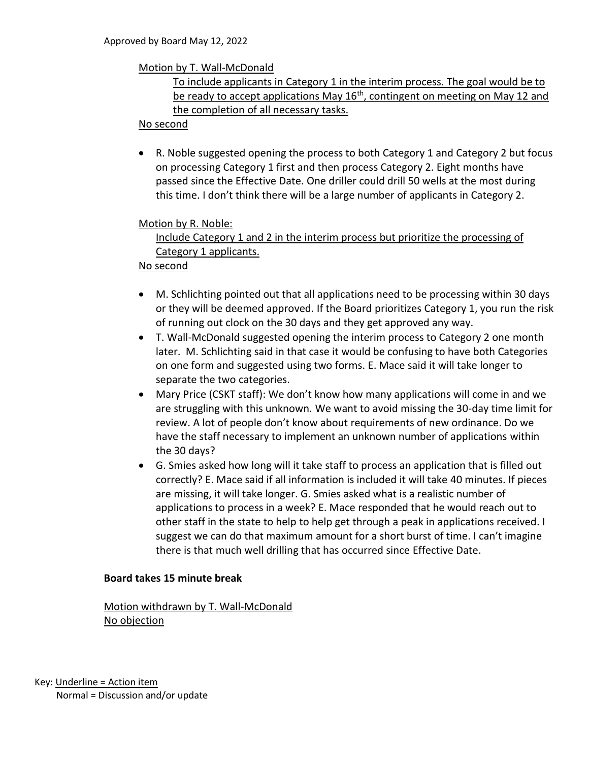Motion by T. Wall-McDonald

To include applicants in Category 1 in the interim process. The goal would be to be ready to accept applications May 16th, contingent on meeting on May 12 and the completion of all necessary tasks.

No second

- R. Noble suggested opening the process to both Category 1 and Category 2 but focus on processing Category 1 first and then process Category 2. Eight months have passed since the Effective Date. One driller could drill 50 wells at the most during this time. I don't think there will be a large number of applicants in Category 2.

Motion by R. Noble:

Include Category 1 and 2 in the interim process but prioritize the processing of Category 1 applicants.

No second

- M. Schlichting pointed out that all applications need to be processing within 30 days or they will be deemed approved. If the Board prioritizes Category 1, you run the risk of running out clock on the 30 days and they get approved any way.
- T. Wall-McDonald suggested opening the interim process to Category 2 one month later. M. Schlichting said in that case it would be confusing to have both Categories on one form and suggested using two forms. E. Mace said it will take longer to separate the two categories.
- Mary Price (CSKT staff): We don't know how many applications will come in and we are struggling with this unknown. We want to avoid missing the 30-day time limit for review. A lot of people don't know about requirements of new ordinance. Do we have the staff necessary to implement an unknown number of applications within the 30 days?
- G. Smies asked how long will it take staff to process an application that is filled out correctly? E. Mace said if all information is included it will take 40 minutes. If pieces are missing, it will take longer. G. Smies asked what is a realistic number of applications to process in a week? E. Mace responded that he would reach out to other staff in the state to help to help get through a peak in applications received. I suggest we can do that maximum amount for a short burst of time. I can't imagine there is that much well drilling that has occurred since Effective Date.

**Board takes 15 minute break**

Motion withdrawn by T. Wall-McDonald

No objection

Key: Underline = Action item

Normal = Discussion and/or update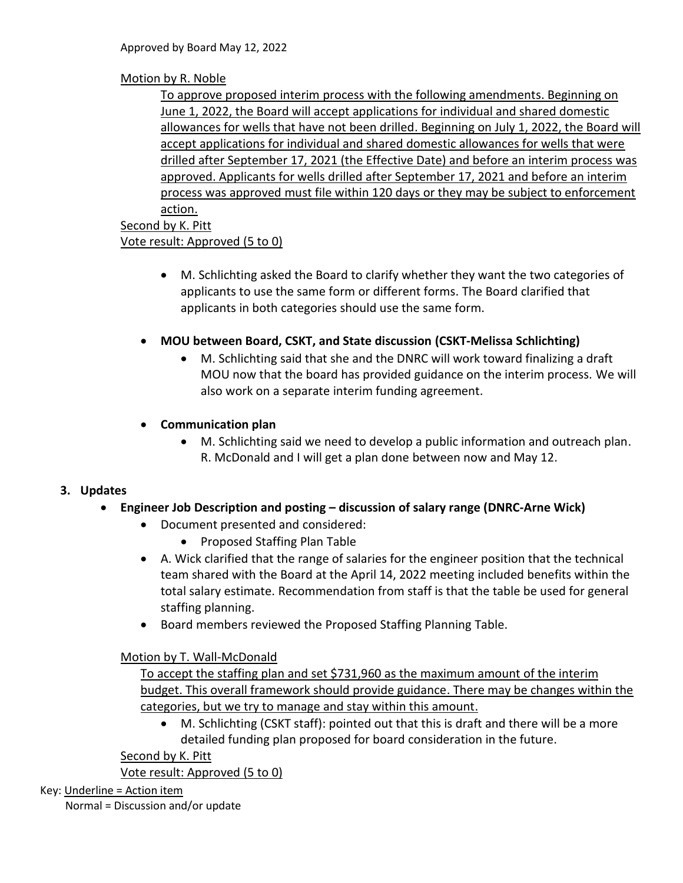Approved by Board May 12, 2022

<u>Motion by R. Noble</u>

<u>To approve proposed interim process with the following amendments. Beginning on June 1, 2022, the Board will accept applications for individual and shared domestic allowances for wells that have not been drilled. Beginning on July 1, 2022, the Board will accept applications for individual and shared domestic allowances for wells that were drilled after September 17, 2021 (the Effective Date) and before an interim process was approved. Applicants for wells drilled after September 17, 2021 and before an interim process was approved must file within 120 days or they may be subject to enforcement action.</u>

<u>Second by K. Pitt</u>

<u>Vote result: Approved (5 to 0)</u>

- M. Schlichting asked the Board to clarify whether they want the two categories of applicants to use the same form or different forms. The Board clarified that applicants in both categories should use the same form.

- **MOU between Board, CSKT, and State discussion (CSKT-Melissa Schlichting)**
  - M. Schlichting said that she and the DNRC will work toward finalizing a draft MOU now that the board has provided guidance on the interim process. We will also work on a separate interim funding agreement.

- **Communication plan**
  - M. Schlichting said we need to develop a public information and outreach plan. R. McDonald and I will get a plan done between now and May 12.

**3. Updates**

- **Engineer Job Description and posting – discussion of salary range (DNRC-Arne Wick)**
  - Document presented and considered:
    - Proposed Staffing Plan Table
  - A. Wick clarified that the range of salaries for the engineer position that the technical team shared with the Board at the April 14, 2022 meeting included benefits within the total salary estimate. Recommendation from staff is that the table be used for general staffing planning.
  - Board members reviewed the Proposed Staffing Planning Table.

<u>Motion by T. Wall-McDonald</u>

<u>To accept the staffing plan and set $731,960 as the maximum amount of the interim budget. This overall framework should provide guidance. There may be changes within the categories, but we try to manage and stay within this amount.</u>

- M. Schlichting (CSKT staff): pointed out that this is draft and there will be a more detailed funding plan proposed for board consideration in the future.

<u>Second by K. Pitt</u>

<u>Vote result: Approved (5 to 0)</u>

Key: <u>Underline = Action item</u>
Normal = Discussion and/or update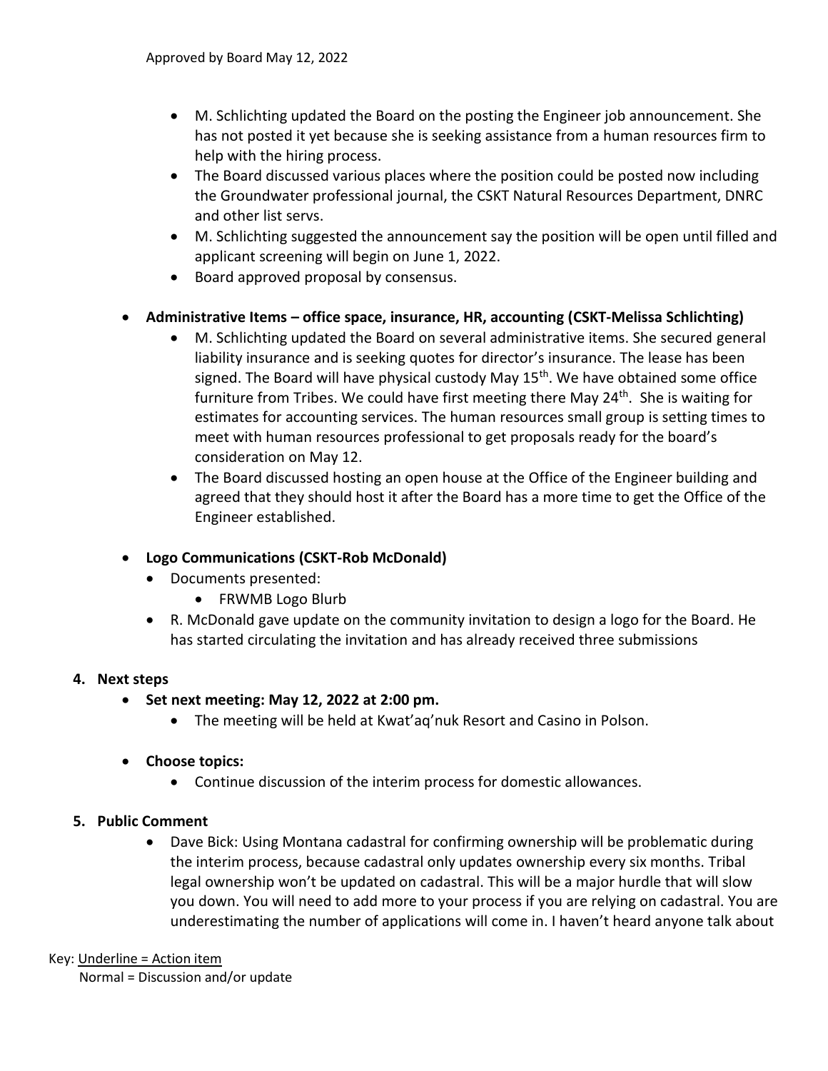Approved by Board May 12, 2022

- M. Schlichting updated the Board on the posting the Engineer job announcement. She has not posted it yet because she is seeking assistance from a human resources firm to help with the hiring process.
- The Board discussed various places where the position could be posted now including the Groundwater professional journal, the CSKT Natural Resources Department, DNRC and other list servs.
- M. Schlichting suggested the announcement say the position will be open until filled and applicant screening will begin on June 1, 2022.
- Board approved proposal by consensus.

- **Administrative Items – office space, insurance, HR, accounting (CSKT-Melissa Schlichting)**
  - M. Schlichting updated the Board on several administrative items. She secured general liability insurance and is seeking quotes for director's insurance. The lease has been signed. The Board will have physical custody May 15th. We have obtained some office furniture from Tribes. We could have first meeting there May 24th. She is waiting for estimates for accounting services. The human resources small group is setting times to meet with human resources professional to get proposals ready for the board's consideration on May 12.
  - The Board discussed hosting an open house at the Office of the Engineer building and agreed that they should host it after the Board has a more time to get the Office of the Engineer established.

- **Logo Communications (CSKT-Rob McDonald)**
  - Documents presented:
    - FRWMB Logo Blurb
  - R. McDonald gave update on the community invitation to design a logo for the Board. He has started circulating the invitation and has already received three submissions

4. **Next steps**
   - **Set next meeting: May 12, 2022 at 2:00 pm.**
     - The meeting will be held at Kwat'aq'nuk Resort and Casino in Polson.
   - **Choose topics:**
     - Continue discussion of the interim process for domestic allowances.

5. **Public Comment**
   - Dave Bick: Using Montana cadastral for confirming ownership will be problematic during the interim process, because cadastral only updates ownership every six months. Tribal legal ownership won't be updated on cadastral. This will be a major hurdle that will slow you down. You will need to add more to your process if you are relying on cadastral. You are underestimating the number of applications will come in. I haven't heard anyone talk about

Key: Underline = Action item
Normal = Discussion and/or update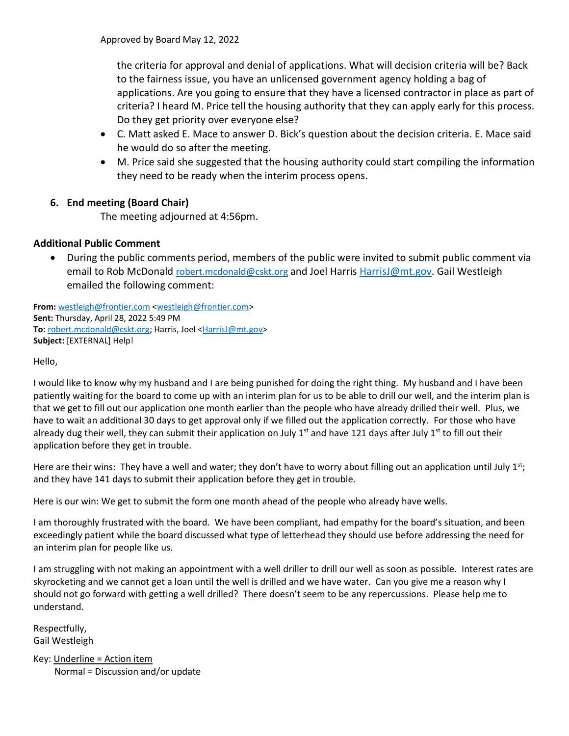Approved by Board May 12, 2022

the criteria for approval and denial of applications. What will decision criteria will be? Back to the fairness issue, you have an unlicensed government agency holding a bag of applications. Are you going to ensure that they have a licensed contractor in place as part of criteria? I heard M. Price tell the housing authority that they can apply early for this process. Do they get priority over everyone else?

- C. Matt asked E. Mace to answer D. Bick's question about the decision criteria. E. Mace said he would do so after the meeting.
- M. Price said she suggested that the housing authority could start compiling the information they need to be ready when the interim process opens.

**6. End meeting (Board Chair)**

The meeting adjourned at 4:56pm.

**Additional Public Comment**

- During the public comments period, members of the public were invited to submit public comment via email to Rob McDonald robert.mcdonald@cskt.org and Joel Harris HarrisJ@mt.gov. Gail Westleigh emailed the following comment:

**From:** westleigh@frontier.com <westleigh@frontier.com>
**Sent:** Thursday, April 28, 2022 5:49 PM
**To:** robert.mcdonald@cskt.org; Harris, Joel <HarrisJ@mt.gov>
**Subject:** [EXTERNAL] Help!

Hello,

I would like to know why my husband and I are being punished for doing the right thing. My husband and I have been patiently waiting for the board to come up with an interim plan for us to be able to drill our well, and the interim plan is that we get to fill out our application one month earlier than the people who have already drilled their well. Plus, we have to wait an additional 30 days to get approval only if we filled out the application correctly. For those who have already dug their well, they can submit their application on July 1st and have 121 days after July 1st to fill out their application before they get in trouble.

Here are their wins: They have a well and water; they don't have to worry about filling out an application until July 1st; and they have 141 days to submit their application before they get in trouble.

Here is our win: We get to submit the form one month ahead of the people who already have wells.

I am thoroughly frustrated with the board. We have been compliant, had empathy for the board's situation, and been exceedingly patient while the board discussed what type of letterhead they should use before addressing the need for an interim plan for people like us.

I am struggling with not making an appointment with a well driller to drill our well as soon as possible. Interest rates are skyrocketing and we cannot get a loan until the well is drilled and we have water. Can you give me a reason why I should not go forward with getting a well drilled? There doesn't seem to be any repercussions. Please help me to understand.

Respectfully,
Gail Westleigh

Key: Underline = Action item
Normal = Discussion and/or update